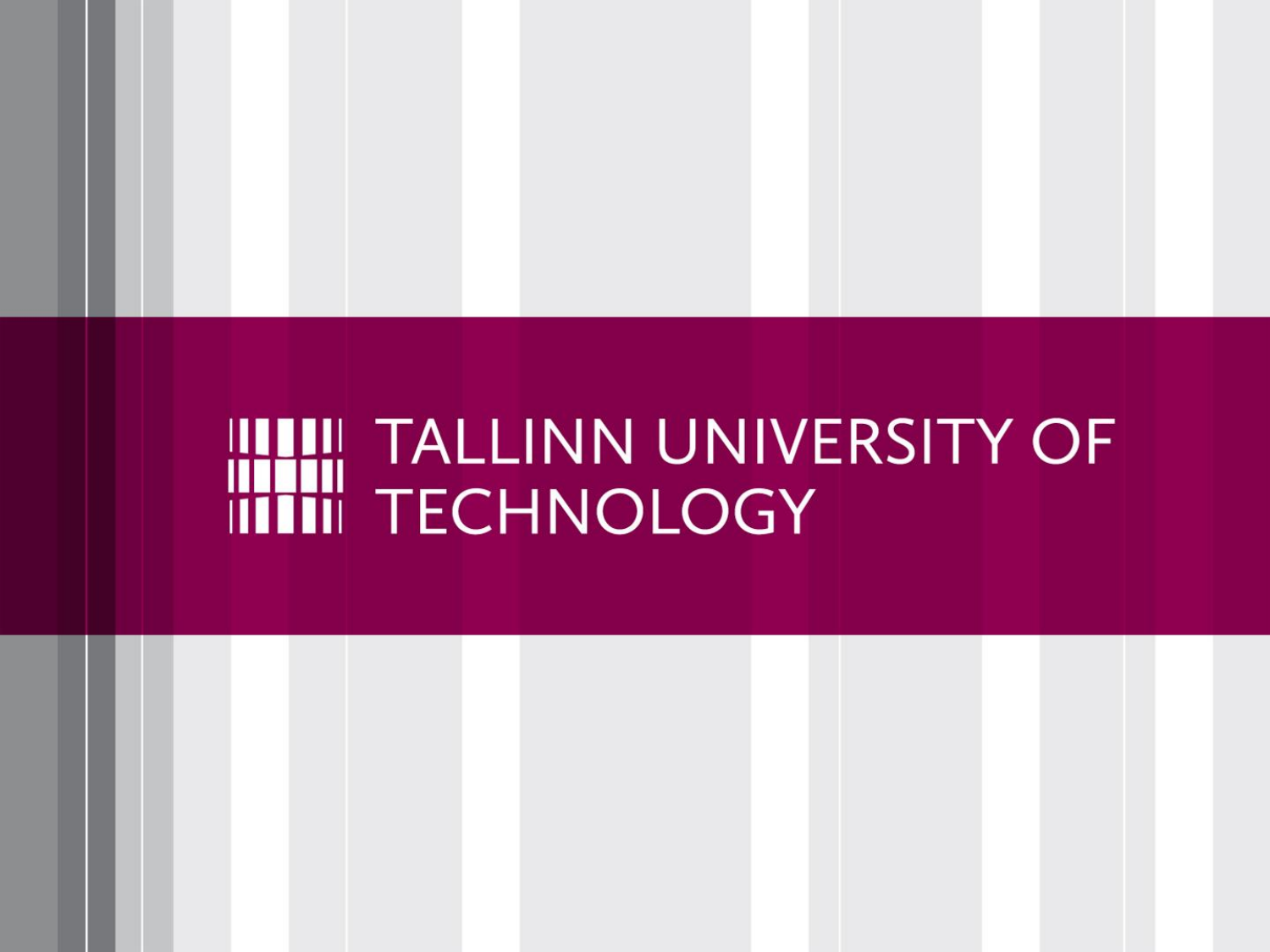# TALLINN UNIVERSITY OF TECHNOLOGY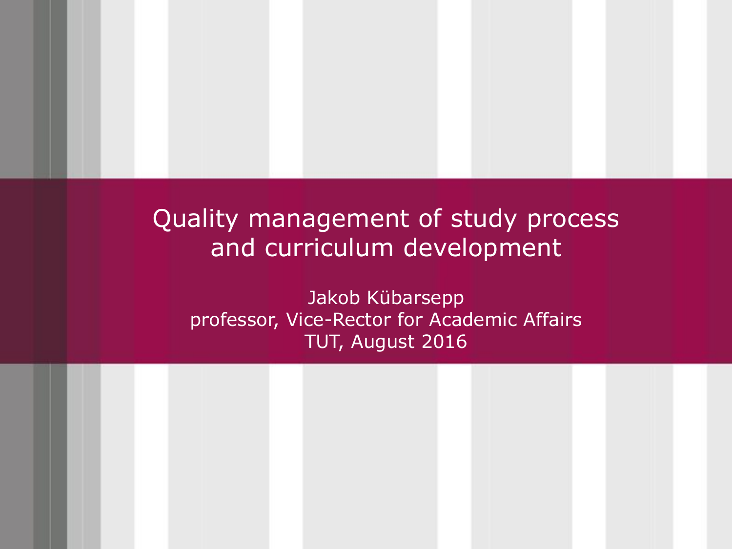# Quality management of study process and curriculum development

Jakob Kübarsepp
professor, Vice-Rector for Academic Affairs
TUT, August 2016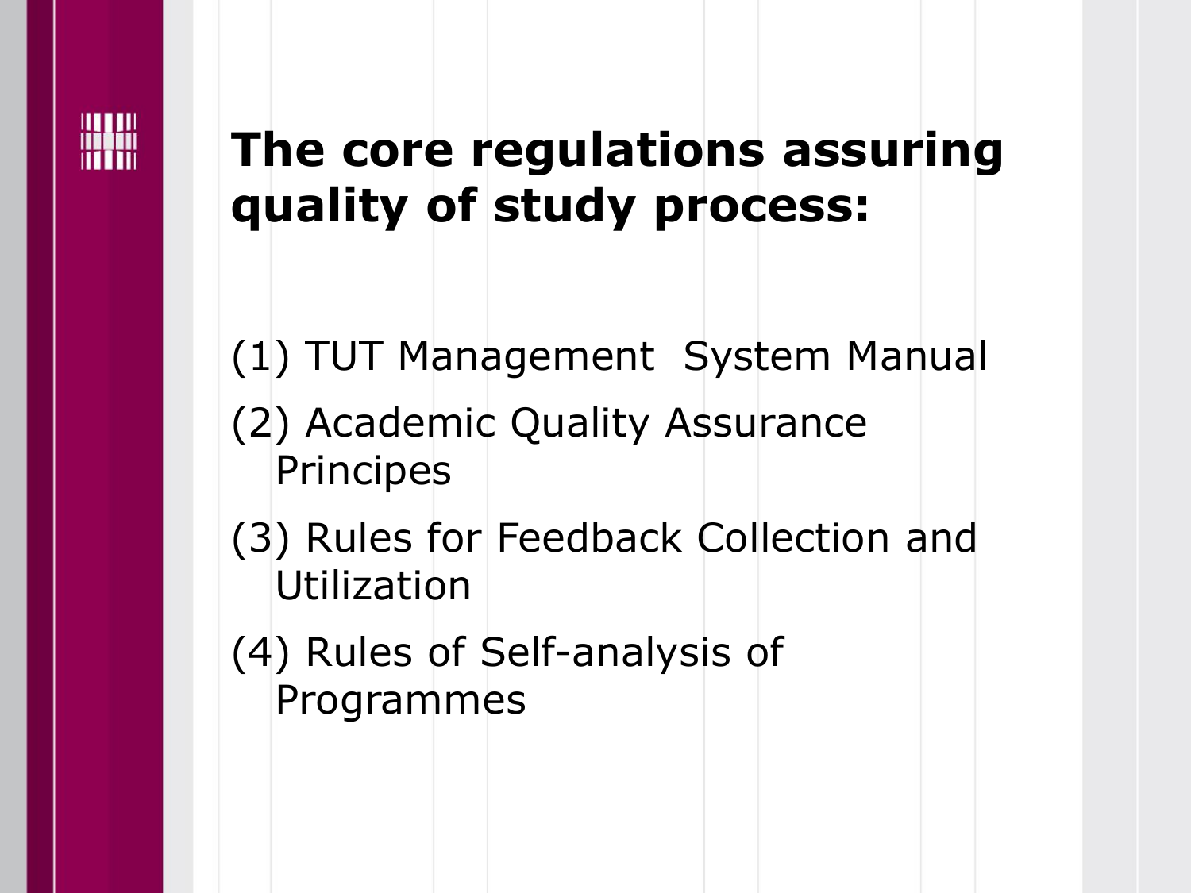# The core regulations assuring quality of study process:

(1) TUT Management System Manual

(2) Academic Quality Assurance Principes

(3) Rules for Feedback Collection and Utilization

(4) Rules of Self-analysis of Programmes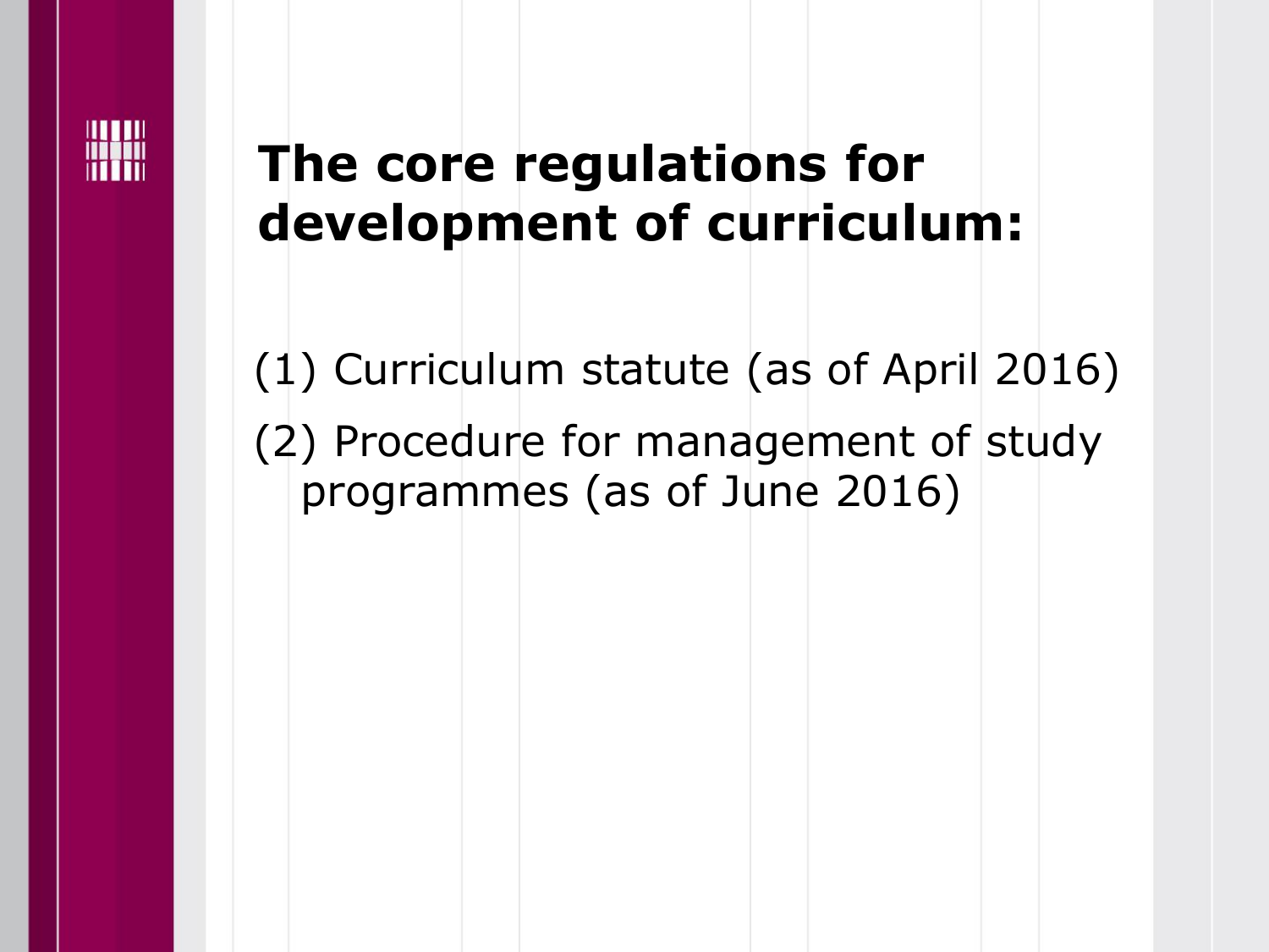# The core regulations for development of curriculum:

(1) Curriculum statute (as of April 2016)

(2) Procedure for management of study programmes (as of June 2016)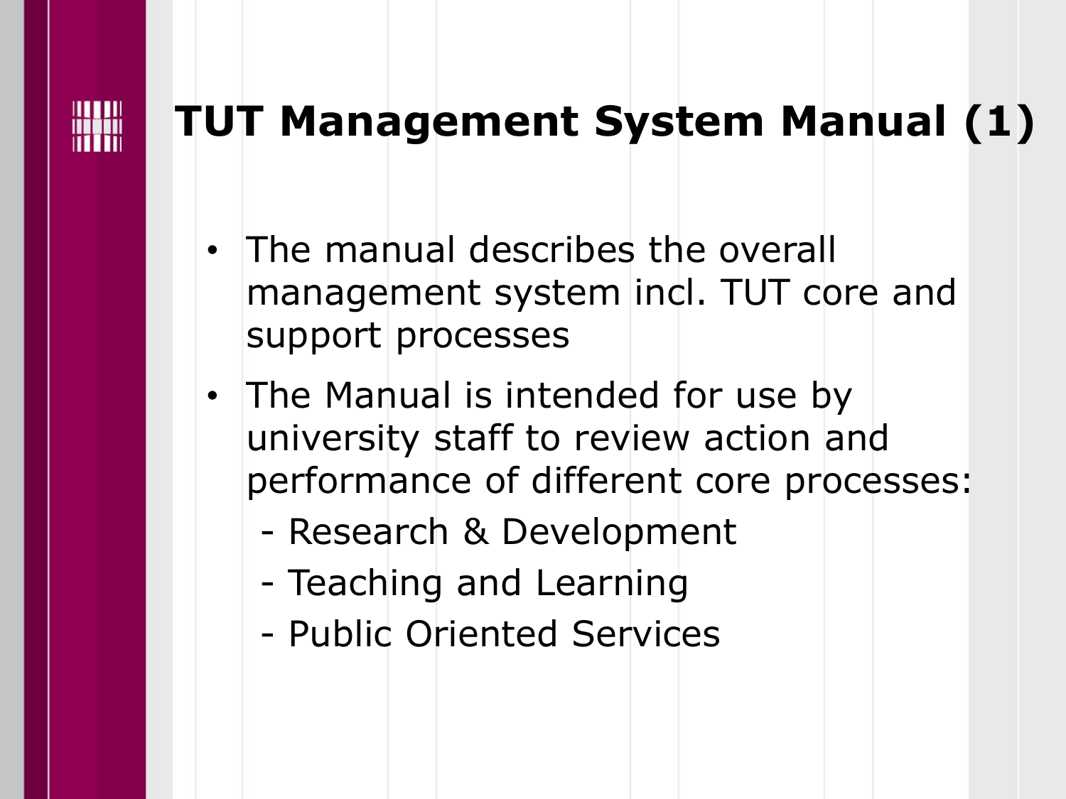# TUT Management System Manual (1)

- The manual describes the overall management system incl. TUT core and support processes
- The Manual is intended for use by university staff to review action and performance of different core processes:
  - Research & Development
  - Teaching and Learning
  - Public Oriented Services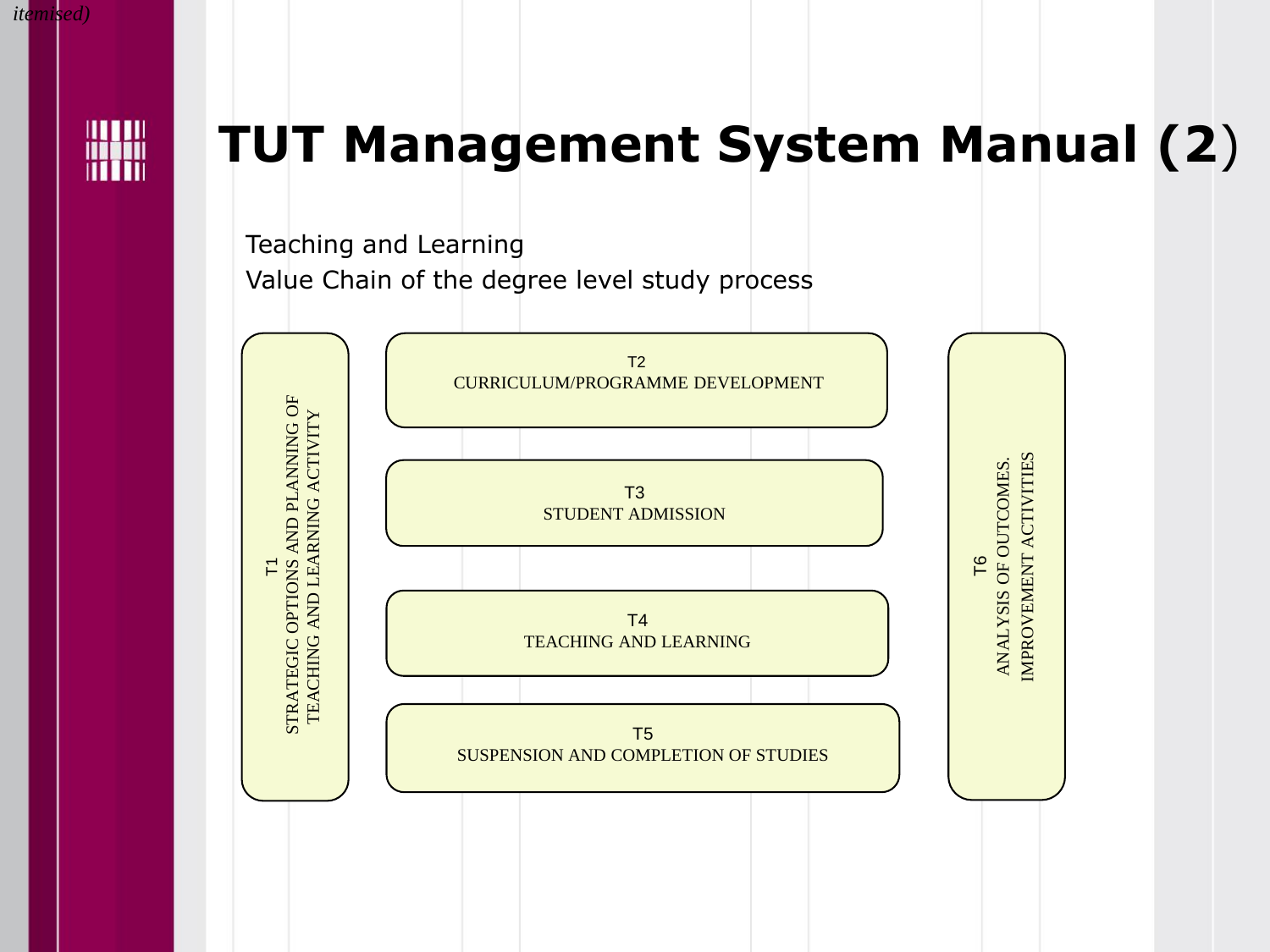# TUT Management System Manual (2)

Teaching and Learning

Value Chain of the degree level study process

T1
STRATEGIC OPTIONS AND PLANNING OF TEACHING AND LEARNING ACTIVITY

T2
CURRICULUM/PROGRAMME DEVELOPMENT

T3
STUDENT ADMISSION

T4
TEACHING AND LEARNING

T5
SUSPENSION AND COMPLETION OF STUDIES

T6
ANALYSIS OF OUTCOMES. IMPROVEMENT ACTIVITIES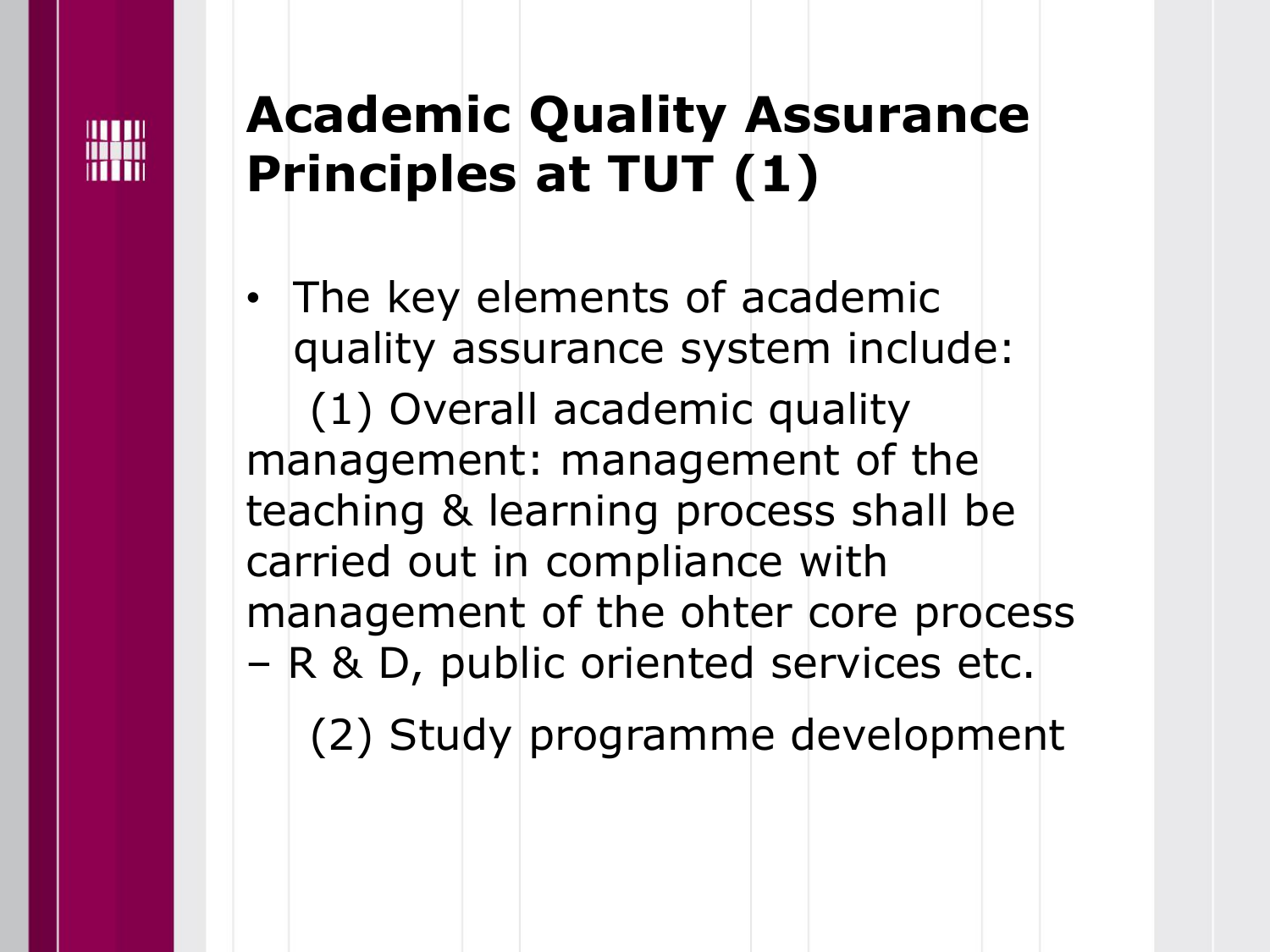# Academic Quality Assurance Principles at TUT (1)

- The key elements of academic quality assurance system include:

  (1) Overall academic quality management: management of the teaching & learning process shall be carried out in compliance with management of the ohter core process – R & D, public oriented services etc.

  (2) Study programme development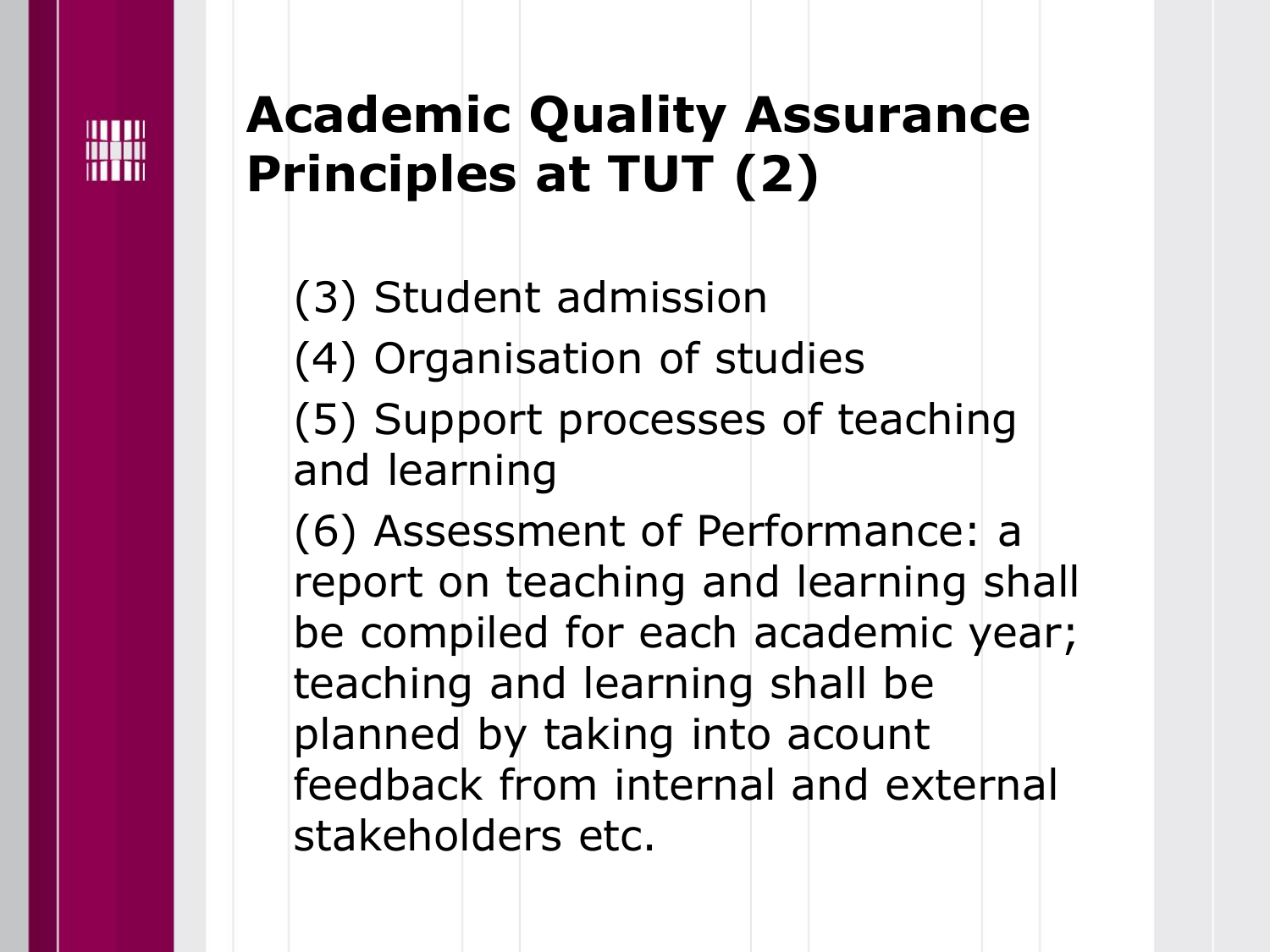# Academic Quality Assurance Principles at TUT (2)

(3) Student admission

(4) Organisation of studies

(5) Support processes of teaching and learning

(6) Assessment of Performance: a report on teaching and learning shall be compiled for each academic year; teaching and learning shall be planned by taking into acount feedback from internal and external stakeholders etc.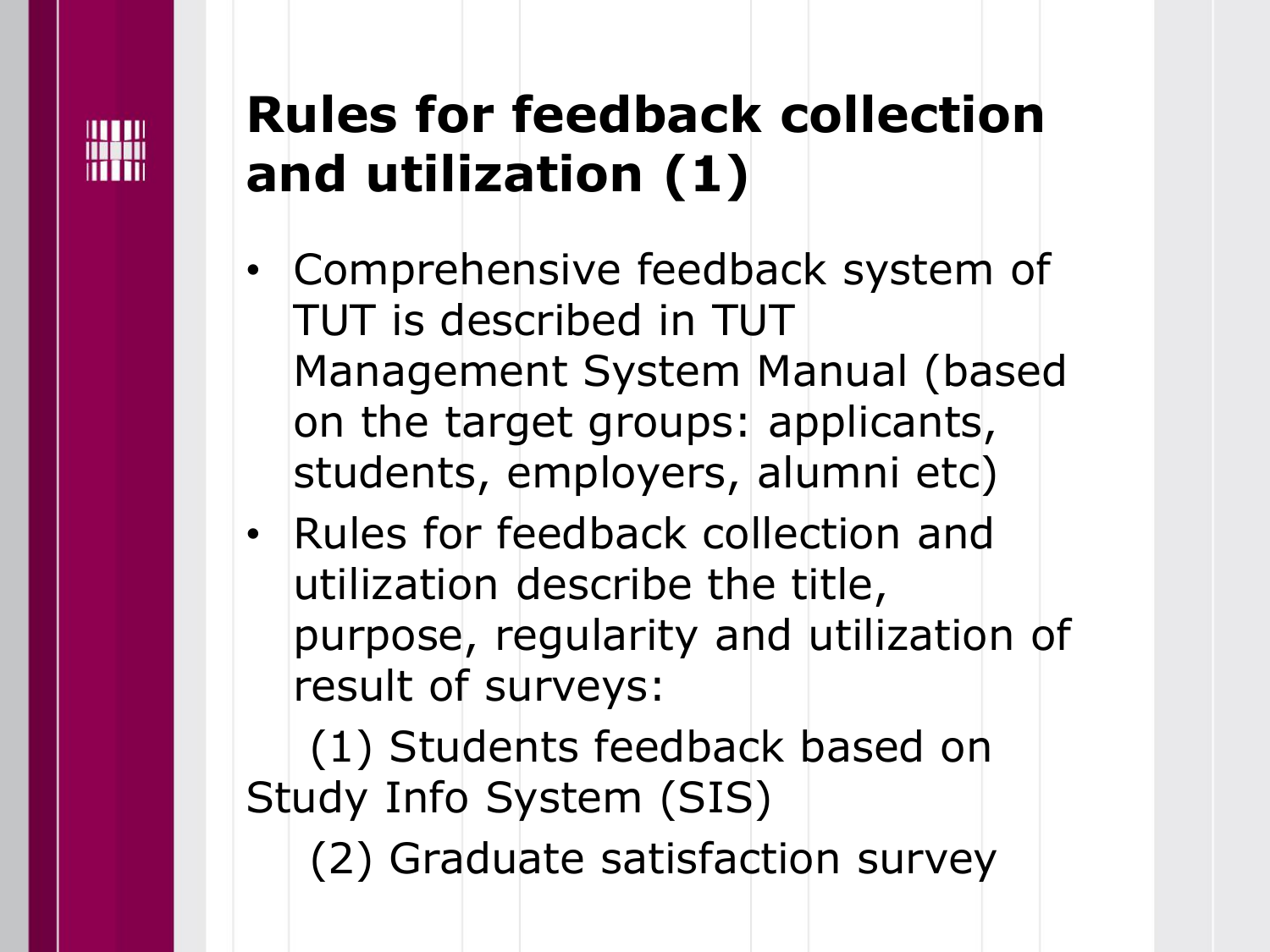# Rules for feedback collection and utilization (1)

- Comprehensive feedback system of TUT is described in TUT Management System Manual (based on the target groups: applicants, students, employers, alumni etc)
- Rules for feedback collection and utilization describe the title, purpose, regularity and utilization of result of surveys:

(1) Students feedback based on Study Info System (SIS)

(2) Graduate satisfaction survey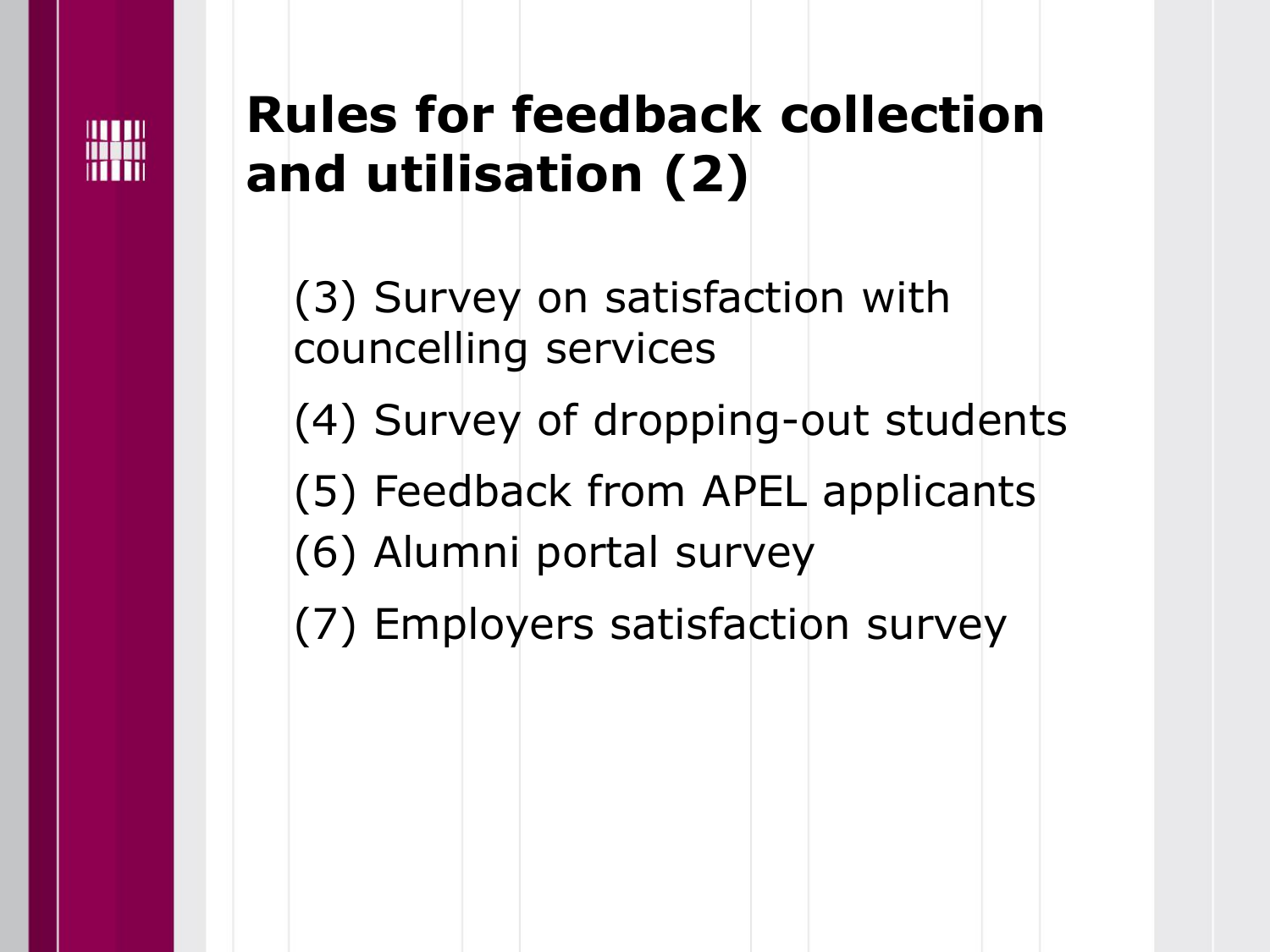# Rules for feedback collection and utilisation (2)

(3) Survey on satisfaction with councelling services

(4) Survey of dropping-out students

(5) Feedback from APEL applicants

(6) Alumni portal survey

(7) Employers satisfaction survey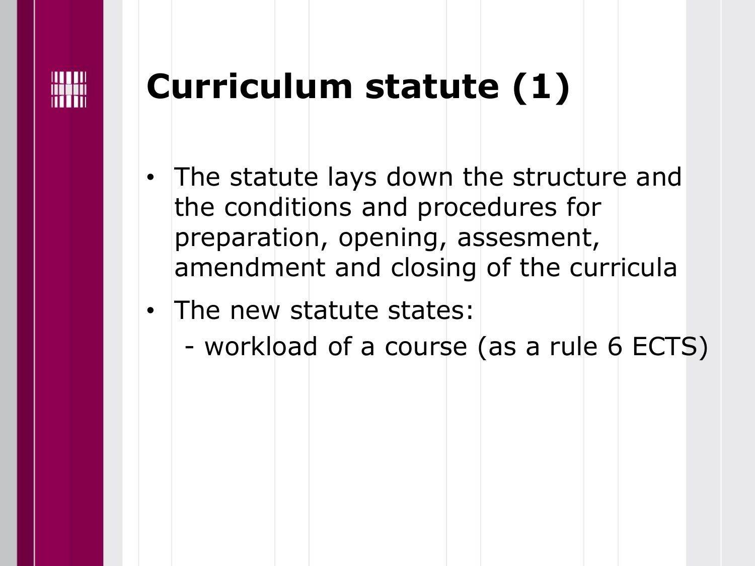# Curriculum statute (1)

- The statute lays down the structure and the conditions and procedures for preparation, opening, assesement, amendment and closing of the curricula
- The new statute states:
  - workload of a course (as a rule 6 ECTS)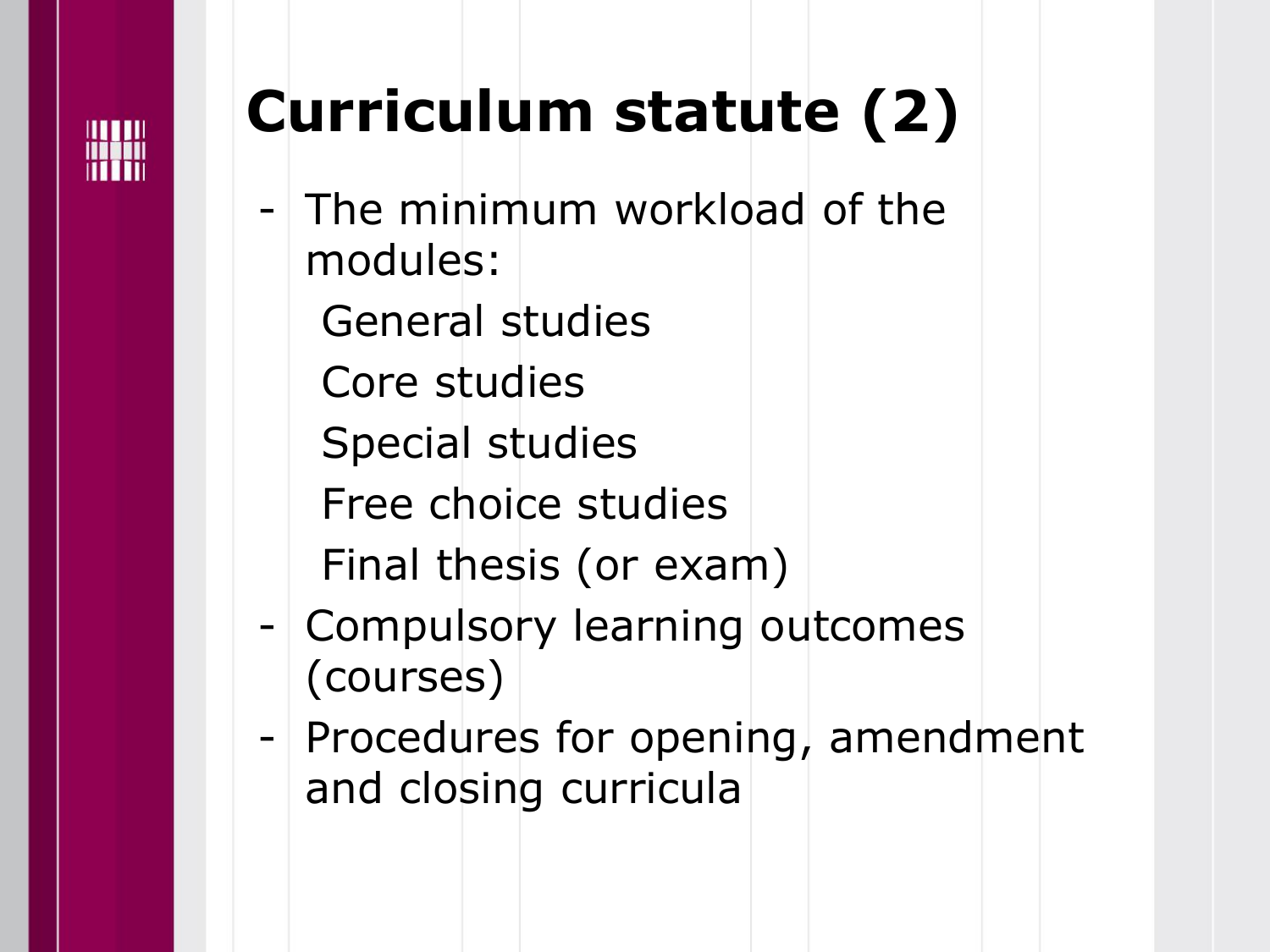# Curriculum statute (2)

- The minimum workload of the modules:
  - General studies
  - Core studies
  - Special studies
  - Free choice studies
  - Final thesis (or exam)
- Compulsory learning outcomes (courses)
- Procedures for opening, amendment and closing curricula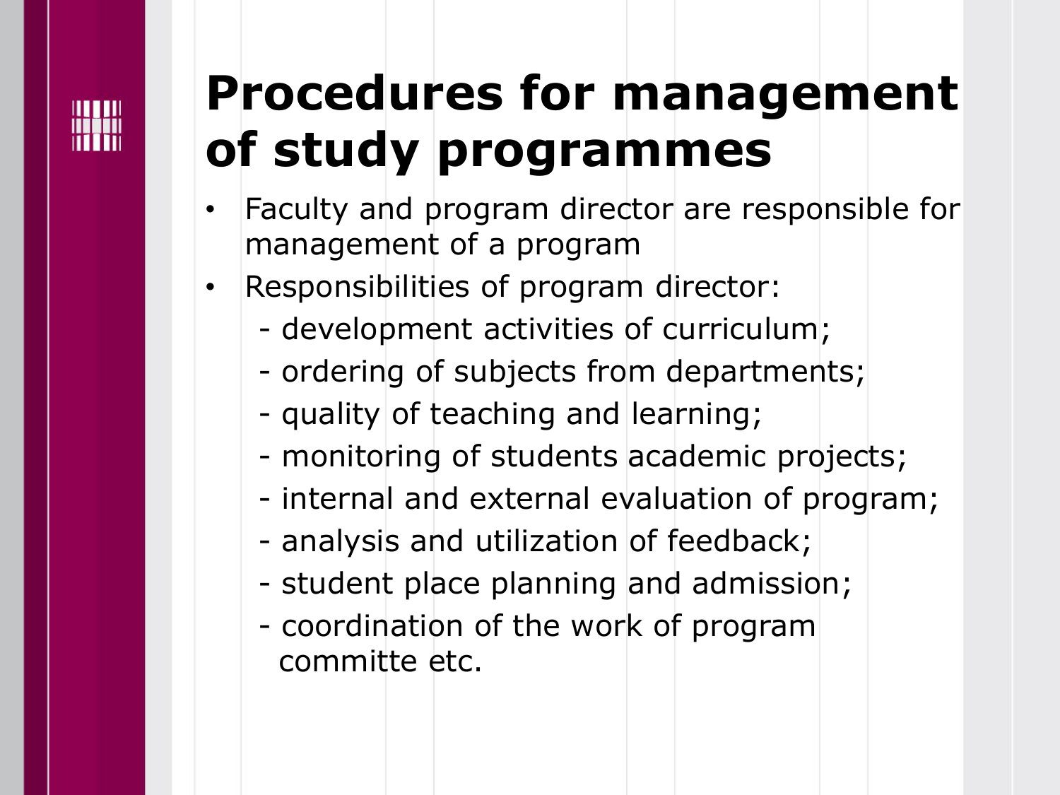# Procedures for management of study programmes

- Faculty and program director are responsible for management of a program
- Responsibilities of program director:
  - development activities of curriculum;
  - ordering of subjects from departments;
  - quality of teaching and learning;
  - monitoring of students academic projects;
  - internal and external evaluation of program;
  - analysis and utilization of feedback;
  - student place planning and admission;
  - coordination of the work of program committe etc.